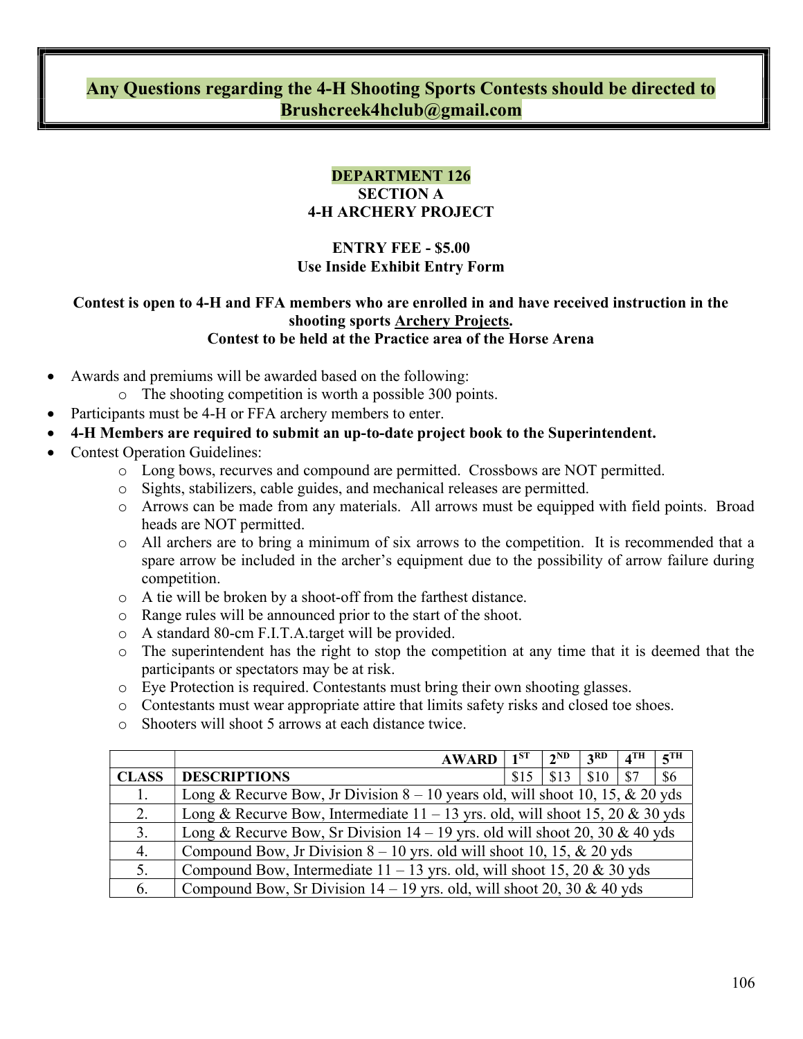**Any Questions regarding the 4-H Shooting Sports Contests should be directed to Brushcreek4hclub@gmail.com**

## DEPARTMENT 126
## SECTION A
## 4-H ARCHERY PROJECT

**ENTRY FEE - $5.00**
**Use Inside Exhibit Entry Form**

**Contest is open to 4-H and FFA members who are enrolled in and have received instruction in the shooting sports Archery Projects.**
**Contest to be held at the Practice area of the Horse Arena**

- Awards and premiums will be awarded based on the following:
  - The shooting competition is worth a possible 300 points.
- Participants must be 4-H or FFA archery members to enter.
- **4-H Members are required to submit an up-to-date project book to the Superintendent.**
- Contest Operation Guidelines:
  - Long bows, recurves and compound are permitted. Crossbows are NOT permitted.
  - Sights, stabilizers, cable guides, and mechanical releases are permitted.
  - Arrows can be made from any materials. All arrows must be equipped with field points. Broad heads are NOT permitted.
  - All archers are to bring a minimum of six arrows to the competition. It is recommended that a spare arrow be included in the archer's equipment due to the possibility of arrow failure during competition.
  - A tie will be broken by a shoot-off from the farthest distance.
  - Range rules will be announced prior to the start of the shoot.
  - A standard 80-cm F.I.T.A.target will be provided.
  - The superintendent has the right to stop the competition at any time that it is deemed that the participants or spectators may be at risk.
  - Eye Protection is required. Contestants must bring their own shooting glasses.
  - Contestants must wear appropriate attire that limits safety risks and closed toe shoes.
  - Shooters will shoot 5 arrows at each distance twice.

| | AWARD | 1ST | 2ND | 3RD | 4TH | 5TH |
|---|---|---|---|---|---|---|
| CLASS | DESCRIPTIONS | $15 | $13 | $10 | $7 | $6 |
| 1. | Long & Recurve Bow, Jr Division 8 – 10 years old, will shoot 10, 15, & 20 yds | | | | | |
| 2. | Long & Recurve Bow, Intermediate 11 – 13 yrs. old, will shoot 15, 20 & 30 yds | | | | | |
| 3. | Long & Recurve Bow, Sr Division 14 – 19 yrs. old will shoot 20, 30 & 40 yds | | | | | |
| 4. | Compound Bow, Jr Division 8 – 10 yrs. old will shoot 10, 15, & 20 yds | | | | | |
| 5. | Compound Bow, Intermediate 11 – 13 yrs. old, will shoot 15, 20 & 30 yds | | | | | |
| 6. | Compound Bow, Sr Division 14 – 19 yrs. old, will shoot 20, 30 & 40 yds | | | | | |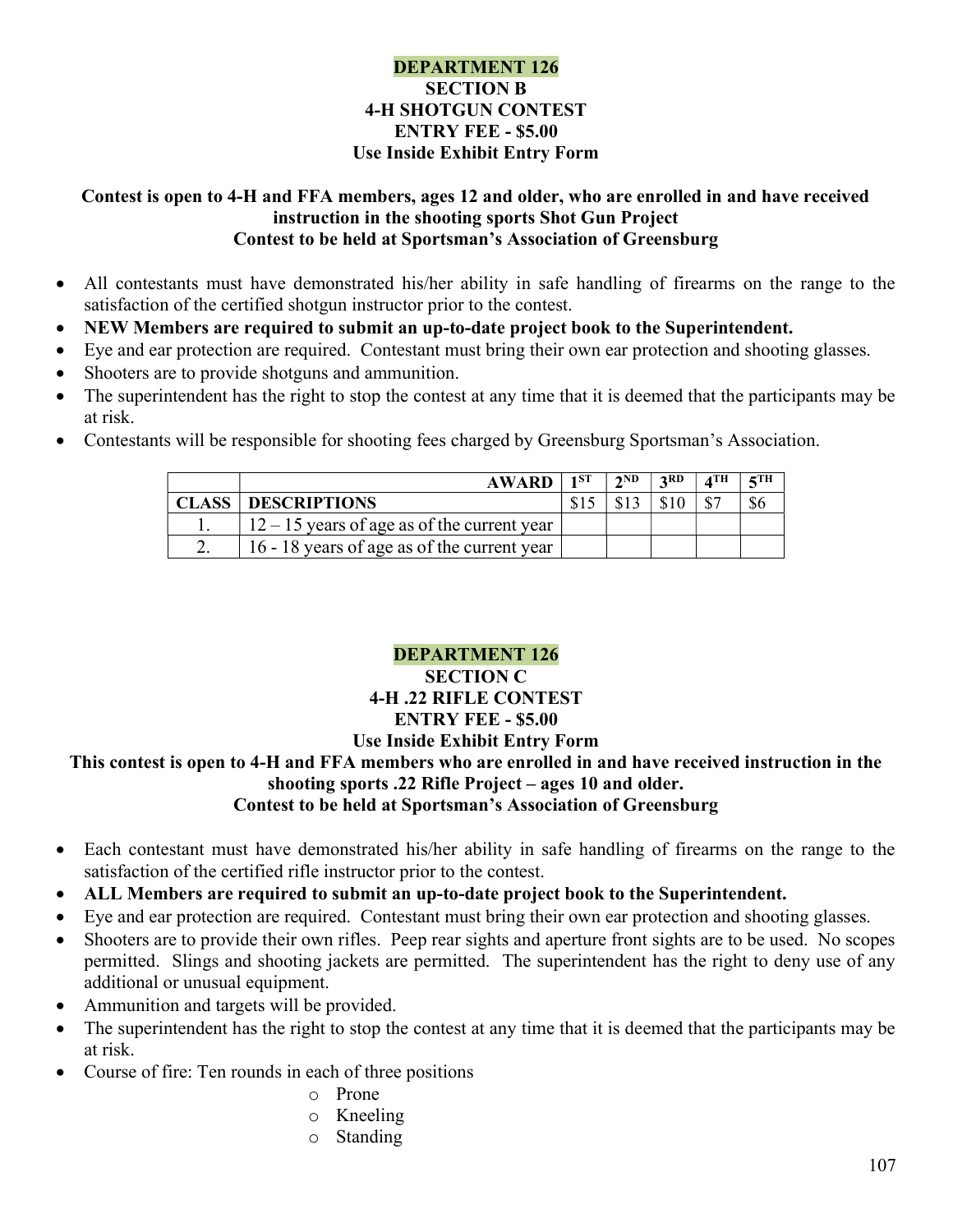## DEPARTMENT 126
### SECTION B
### 4-H SHOTGUN CONTEST
### ENTRY FEE - $5.00
### Use Inside Exhibit Entry Form

**Contest is open to 4-H and FFA members, ages 12 and older, who are enrolled in and have received instruction in the shooting sports Shot Gun Project**
**Contest to be held at Sportsman's Association of Greensburg**

- All contestants must have demonstrated his/her ability in safe handling of firearms on the range to the satisfaction of the certified shotgun instructor prior to the contest.
- **NEW Members are required to submit an up-to-date project book to the Superintendent.**
- Eye and ear protection are required. Contestant must bring their own ear protection and shooting glasses.
- Shooters are to provide shotguns and ammunition.
- The superintendent has the right to stop the contest at any time that it is deemed that the participants may be at risk.
- Contestants will be responsible for shooting fees charged by Greensburg Sportsman's Association.

| | AWARD | 1ST | 2ND | 3RD | 4TH | 5TH |
|---|---|---|---|---|---|---|
| CLASS | DESCRIPTIONS | $15 | $13 | $10 | $7 | $6 |
| 1. | 12 – 15 years of age as of the current year | | | | | |
| 2. | 16 - 18 years of age as of the current year | | | | | |

## DEPARTMENT 126
### SECTION C
### 4-H .22 RIFLE CONTEST
### ENTRY FEE - $5.00
### Use Inside Exhibit Entry Form

**This contest is open to 4-H and FFA members who are enrolled in and have received instruction in the shooting sports .22 Rifle Project – ages 10 and older.**
**Contest to be held at Sportsman's Association of Greensburg**

- Each contestant must have demonstrated his/her ability in safe handling of firearms on the range to the satisfaction of the certified rifle instructor prior to the contest.
- **ALL Members are required to submit an up-to-date project book to the Superintendent.**
- Eye and ear protection are required. Contestant must bring their own ear protection and shooting glasses.
- Shooters are to provide their own rifles. Peep rear sights and aperture front sights are to be used. No scopes permitted. Slings and shooting jackets are permitted. The superintendent has the right to deny use of any additional or unusual equipment.
- Ammunition and targets will be provided.
- The superintendent has the right to stop the contest at any time that it is deemed that the participants may be at risk.
- Course of fire: Ten rounds in each of three positions
  - Prone
  - Kneeling
  - Standing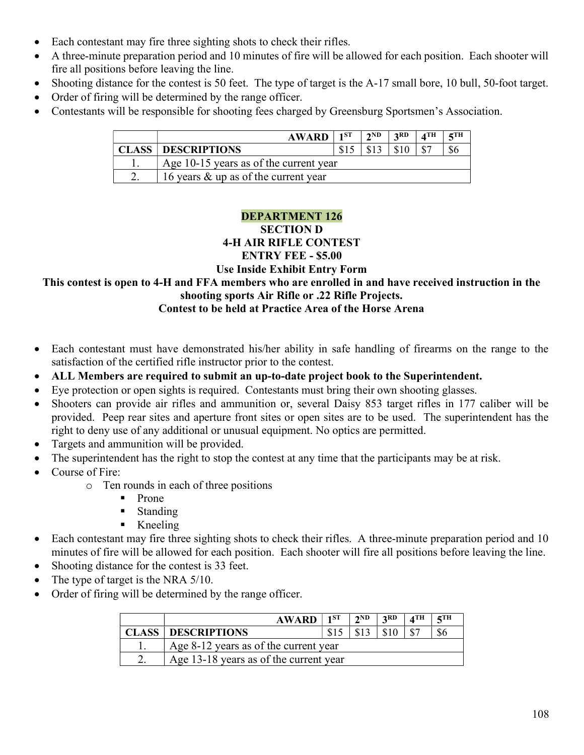- Each contestant may fire three sighting shots to check their rifles.
- A three-minute preparation period and 10 minutes of fire will be allowed for each position. Each shooter will fire all positions before leaving the line.
- Shooting distance for the contest is 50 feet. The type of target is the A-17 small bore, 10 bull, 50-foot target.
- Order of firing will be determined by the range officer.
- Contestants will be responsible for shooting fees charged by Greensburg Sportsmen's Association.

| | AWARD | 1ST | 2ND | 3RD | 4TH | 5TH |
|---|---|---|---|---|---|---|
| CLASS | DESCRIPTIONS | $15 | $13 | $10 | $7 | $6 |
| 1. | Age 10-15 years as of the current year | | | | | |
| 2. | 16 years & up as of the current year | | | | | |

## DEPARTMENT 126

### SECTION D
### 4-H AIR RIFLE CONTEST
### ENTRY FEE - $5.00

**Use Inside Exhibit Entry Form**

**This contest is open to 4-H and FFA members who are enrolled in and have received instruction in the shooting sports Air Rifle or .22 Rifle Projects.**

**Contest to be held at Practice Area of the Horse Arena**

- Each contestant must have demonstrated his/her ability in safe handling of firearms on the range to the satisfaction of the certified rifle instructor prior to the contest.
- **ALL Members are required to submit an up-to-date project book to the Superintendent.**
- Eye protection or open sights is required. Contestants must bring their own shooting glasses.
- Shooters can provide air rifles and ammunition or, several Daisy 853 target rifles in 177 caliber will be provided. Peep rear sites and aperture front sites or open sites are to be used. The superintendent has the right to deny use of any additional or unusual equipment. No optics are permitted.
- Targets and ammunition will be provided.
- The superintendent has the right to stop the contest at any time that the participants may be at risk.
- Course of Fire:
  - Ten rounds in each of three positions
    - Prone
    - Standing
    - Kneeling
- Each contestant may fire three sighting shots to check their rifles. A three-minute preparation period and 10 minutes of fire will be allowed for each position. Each shooter will fire all positions before leaving the line.
- Shooting distance for the contest is 33 feet.
- The type of target is the NRA 5/10.
- Order of firing will be determined by the range officer.

| | AWARD | 1ST | 2ND | 3RD | 4TH | 5TH |
|---|---|---|---|---|---|---|
| CLASS | DESCRIPTIONS | $15 | $13 | $10 | $7 | $6 |
| 1. | Age 8-12 years as of the current year | | | | | |
| 2. | Age 13-18 years as of the current year | | | | | |